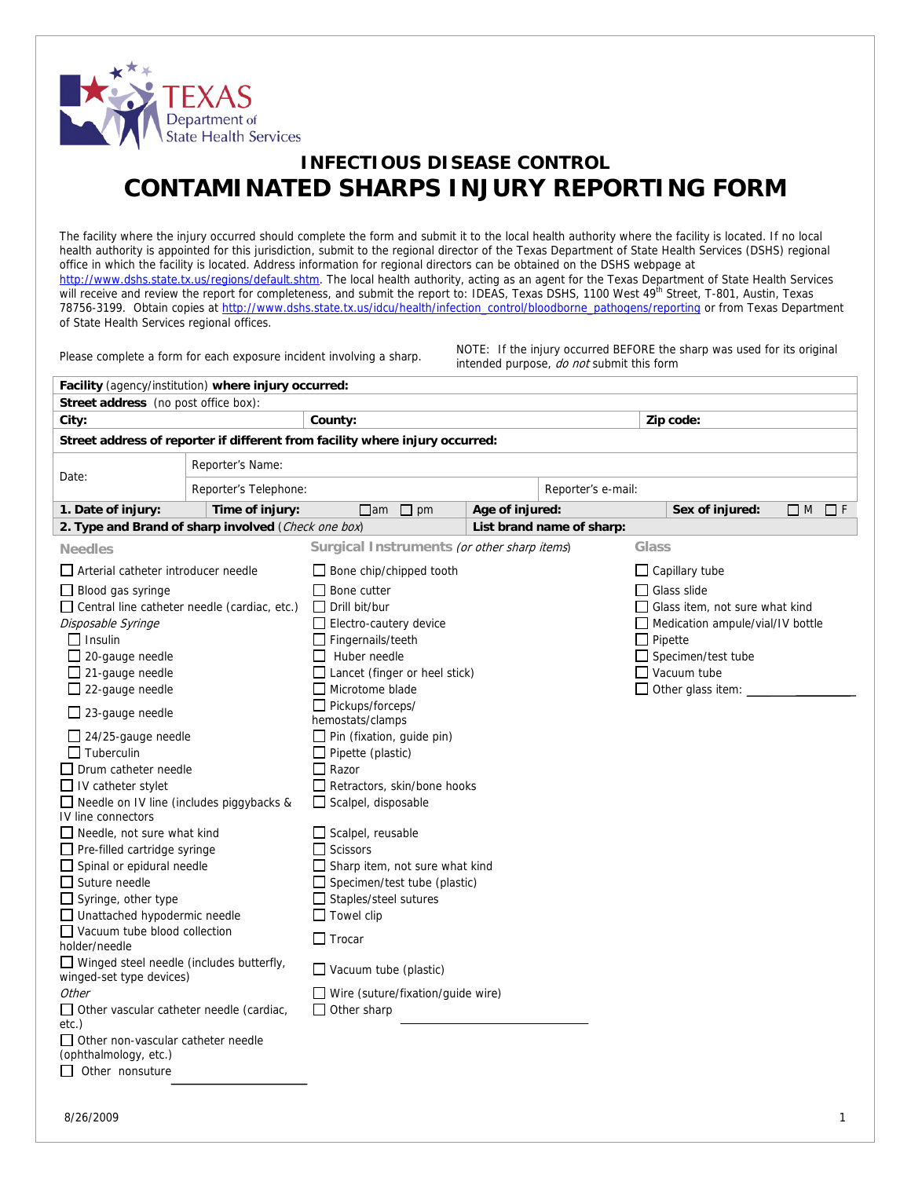Texas Department of State Health Services

## INFECTIOUS DISEASE CONTROL

# CONTAMINATED SHARPS INJURY REPORTING FORM

The facility where the injury occurred should complete the form and submit it to the local health authority where the facility is located. If no local health authority is appointed for this jurisdiction, submit to the regional director of the Texas Department of State Health Services (DSHS) regional office in which the facility is located. Address information for regional directors can be obtained on the DSHS webpage at http://www.dshs.state.tx.us/regions/default.shtm. The local health authority, acting as an agent for the Texas Department of State Health Services will receive and review the report for completeness, and submit the report to: IDEAS, Texas DSHS, 1100 West 49th Street, T-801, Austin, Texas 78756-3199. Obtain copies at http://www.dshs.state.tx.us/idcu/health/infection_control/bloodborne_pathogens/reporting or from Texas Department of State Health Services regional offices.

Please complete a form for each exposure incident involving a sharp.

NOTE: If the injury occurred BEFORE the sharp was used for its original intended purpose, *do not* submit this form

| **Facility** (agency/institution) **where injury occurred:** | | | | |
|---|---|---|---|---|
| **Street address** (no post office box): | | | | |
| **City:** | **County:** | | **Zip code:** | |
| **Street address of reporter if different from facility where injury occurred:** | | | | |
| Date: | Reporter's Name: | | | |
| | Reporter's Telephone: | | Reporter's e-mail: | |
| **1. Date of injury:** | **Time of injury:** ☐ am ☐ pm | **Age of injured:** | **Sex of injured:** ☐ M ☐ F | |
| **2. Type and Brand of sharp involved** (*Check one box*) | | **List brand name of sharp:** | | |

### Needles

- ☐ Arterial catheter introducer needle
- ☐ Blood gas syringe
- ☐ Central line catheter needle (cardiac, etc.)

*Disposable Syringe*

- ☐ Insulin
- ☐ 20-gauge needle
- ☐ 21-gauge needle
- ☐ 22-gauge needle
- ☐ 23-gauge needle
- ☐ 24/25-gauge needle
- ☐ Tuberculin
- ☐ Drum catheter needle
- ☐ IV catheter stylet
- ☐ Needle on IV line (includes piggybacks & IV line connectors
- ☐ Needle, not sure what kind
- ☐ Pre-filled cartridge syringe
- ☐ Spinal or epidural needle
- ☐ Suture needle
- ☐ Syringe, other type
- ☐ Unattached hypodermic needle
- ☐ Vacuum tube blood collection holder/needle
- ☐ Winged steel needle (includes butterfly, winged-set type devices)

*Other*

- ☐ Other vascular catheter needle (cardiac, etc.)
- ☐ Other non-vascular catheter needle (ophthalmology, etc.)
- ☐ Other nonsuture ____________

### Surgical Instruments *(or other sharp items)*

- ☐ Bone chip/chipped tooth
- ☐ Bone cutter
- ☐ Drill bit/bur
- ☐ Electro-cautery device
- ☐ Fingernails/teeth
- ☐ Huber needle
- ☐ Lancet (finger or heel stick)
- ☐ Microtome blade
- ☐ Pickups/forceps/hemostats/clamps
- ☐ Pin (fixation, guide pin)
- ☐ Pipette (plastic)
- ☐ Razor
- ☐ Retractors, skin/bone hooks
- ☐ Scalpel, disposable
- ☐ Scalpel, reusable
- ☐ Scissors
- ☐ Sharp item, not sure what kind
- ☐ Specimen/test tube (plastic)
- ☐ Staples/steel sutures
- ☐ Towel clip
- ☐ Trocar
- ☐ Vacuum tube (plastic)
- ☐ Wire (suture/fixation/guide wire)
- ☐ Other sharp ____________

### Glass

- ☐ Capillary tube
- ☐ Glass slide
- ☐ Glass item, not sure what kind
- ☐ Medication ampule/vial/IV bottle
- ☐ Pipette
- ☐ Specimen/test tube
- ☐ Vacuum tube
- ☐ Other glass item: ____________

8/26/2009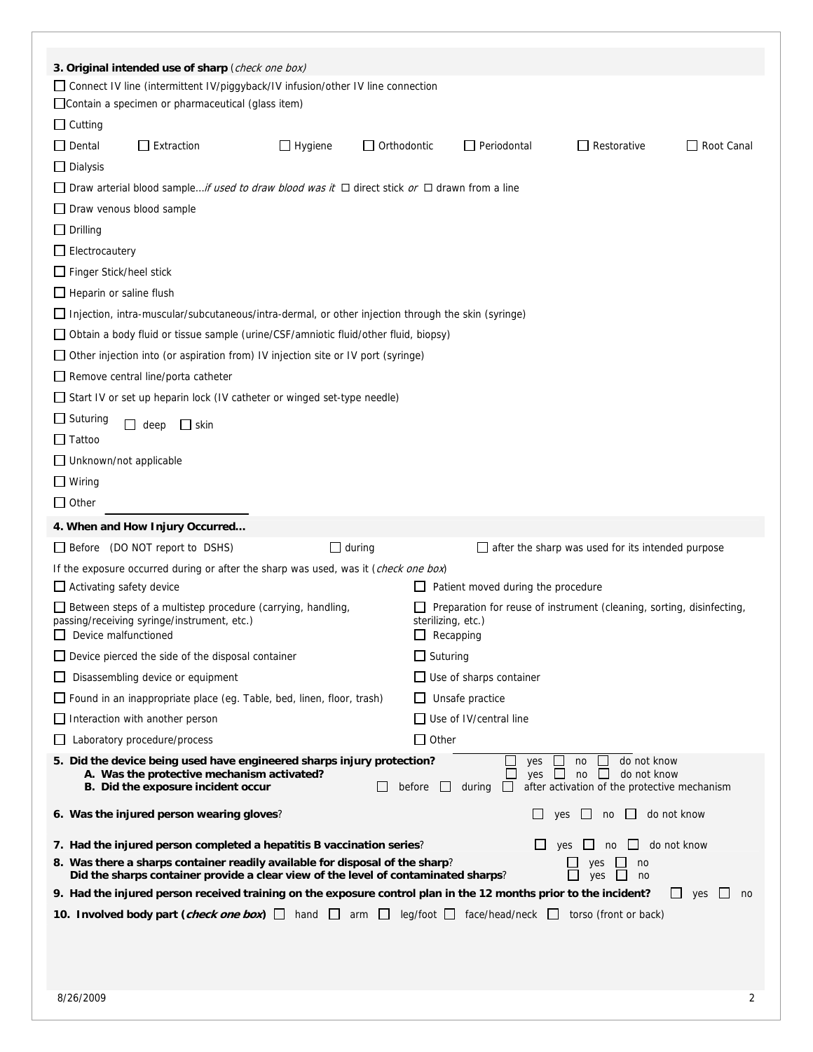**3. Original intended use of sharp** (*check one box*)

☐ Connect IV line (intermittent IV/piggyback/IV infusion/other IV line connection

☐ Contain a specimen or pharmaceutical (glass item)

☐ Cutting

☐ Dental ☐ Extraction ☐ Hygiene ☐ Orthodontic ☐ Periodontal ☐ Restorative ☐ Root Canal

☐ Dialysis

☐ Draw arterial blood sample…*if used to draw blood was it* ☐ direct stick *or* ☐ drawn from a line

☐ Draw venous blood sample

☐ Drilling

☐ Electrocautery

☐ Finger Stick/heel stick

☐ Heparin or saline flush

☐ Injection, intra-muscular/subcutaneous/intra-dermal, or other injection through the skin (syringe)

☐ Obtain a body fluid or tissue sample (urine/CSF/amniotic fluid/other fluid, biopsy)

☐ Other injection into (or aspiration from) IV injection site or IV port (syringe)

☐ Remove central line/porta catheter

☐ Start IV or set up heparin lock (IV catheter or winged set-type needle)

☐ Suturing ☐ deep ☐ skin

☐ Tattoo

☐ Unknown/not applicable

☐ Wiring

☐ Other ________________

**4. When and How Injury Occurred…**

☐ Before (DO NOT report to DSHS) ☐ during ☐ after the sharp was used for its intended purpose

If the exposure occurred during or after the sharp was used, was it (*check one box*)

☐ Activating safety device

☐ Between steps of a multistep procedure (carrying, handling, passing/receiving syringe/instrument, etc.)

☐ Device malfunctioned

☐ Device pierced the side of the disposal container

☐ Disassembling device or equipment

☐ Found in an inappropriate place (eg. Table, bed, linen, floor, trash)

☐ Interaction with another person

☐ Laboratory procedure/process

☐ Patient moved during the procedure

☐ Preparation for reuse of instrument (cleaning, sorting, disinfecting, sterilizing, etc.)

☐ Recapping

☐ Suturing

☐ Use of sharps container

☐ Unsafe practice

☐ Use of IV/central line

☐ Other ________________

**5. Did the device being used have engineered sharps injury protection?** ☐ yes ☐ no ☐ do not know

**A. Was the protective mechanism activated?** ☐ yes ☐ no ☐ do not know

**B. Did the exposure incident occur** ☐ before ☐ during ☐ after activation of the protective mechanism

**6. Was the injured person wearing gloves**? ☐ yes ☐ no ☐ do not know

**7. Had the injured person completed a hepatitis B vaccination series**? ☐ yes ☐ no ☐ do not know

**8. Was there a sharps container readily available for disposal of the sharp**? ☐ yes ☐ no

**Did the sharps container provide a clear view of the level of contaminated sharps**? ☐ yes ☐ no

**9. Had the injured person received training on the exposure control plan in the 12 months prior to the incident?** ☐ yes ☐ no

**10. Involved body part (*check one box*)** ☐ hand ☐ arm ☐ leg/foot ☐ face/head/neck ☐ torso (front or back)

8/26/2009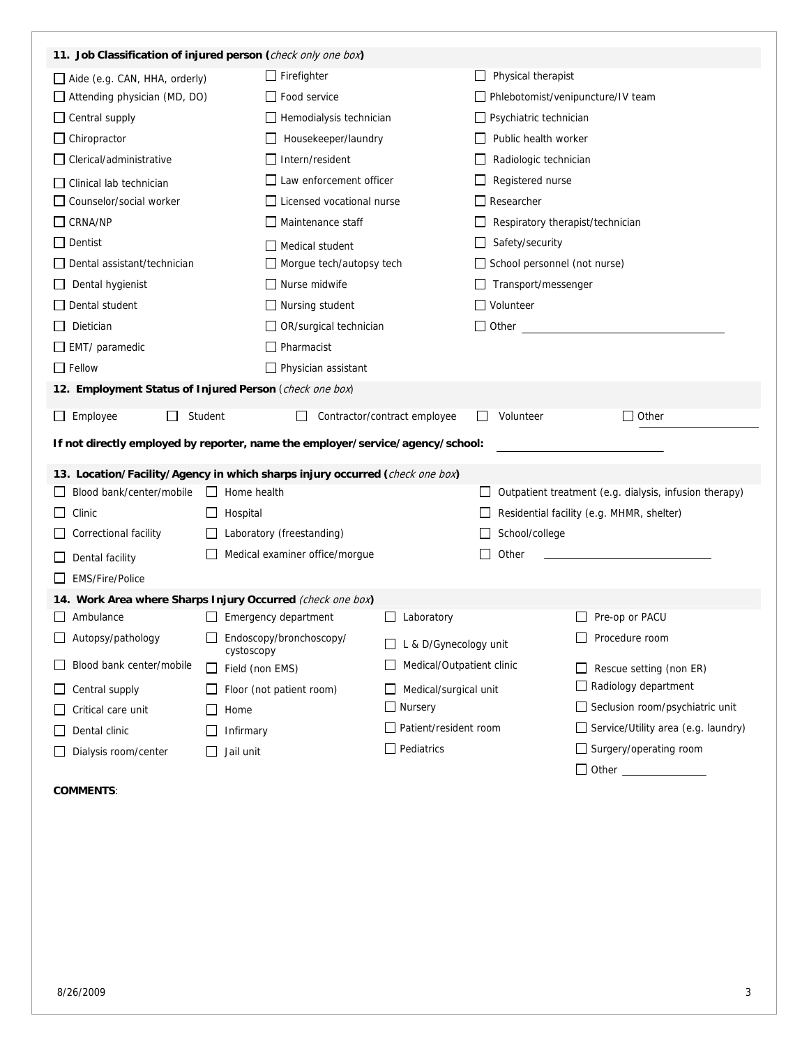**11. Job Classification of injured person (*check only one box*)**

- ☐ Aide (e.g. CAN, HHA, orderly)
- ☐ Attending physician (MD, DO)
- ☐ Central supply
- ☐ Chiropractor
- ☐ Clerical/administrative
- ☐ Clinical lab technician
- ☐ Counselor/social worker
- ☐ CRNA/NP
- ☐ Dentist
- ☐ Dental assistant/technician
- ☐ Dental hygienist
- ☐ Dental student
- ☐ Dietician
- ☐ EMT/ paramedic
- ☐ Fellow
- ☐ Firefighter
- ☐ Food service
- ☐ Hemodialysis technician
- ☐ Housekeeper/laundry
- ☐ Intern/resident
- ☐ Law enforcement officer
- ☐ Licensed vocational nurse
- ☐ Maintenance staff
- ☐ Medical student
- ☐ Morgue tech/autopsy tech
- ☐ Nurse midwife
- ☐ Nursing student
- ☐ OR/surgical technician
- ☐ Pharmacist
- ☐ Physician assistant
- ☐ Physical therapist
- ☐ Phlebotomist/venipuncture/IV team
- ☐ Psychiatric technician
- ☐ Public health worker
- ☐ Radiologic technician
- ☐ Registered nurse
- ☐ Researcher
- ☐ Respiratory therapist/technician
- ☐ Safety/security
- ☐ School personnel (not nurse)
- ☐ Transport/messenger
- ☐ Volunteer
- ☐ Other ______________________

**12. Employment Status of Injured Person** (*check one box*)

☐ Employee ☐ Student ☐ Contractor/contract employee ☐ Volunteer ☐ Other ______________

**If not directly employed by reporter, name the employer/service/agency/school:** ______________________

**13. Location/Facility/Agency in which sharps injury occurred (*check one box*)**

- ☐ Blood bank/center/mobile
- ☐ Clinic
- ☐ Correctional facility
- ☐ Dental facility
- ☐ EMS/Fire/Police
- ☐ Home health
- ☐ Hospital
- ☐ Laboratory (freestanding)
- ☐ Medical examiner office/morgue
- ☐ Outpatient treatment (e.g. dialysis, infusion therapy)
- ☐ Residential facility (e.g. MHMR, shelter)
- ☐ School/college
- ☐ Other ______________________

**14. Work Area where Sharps Injury Occurred** (*check one box*)

- ☐ Ambulance
- ☐ Autopsy/pathology
- ☐ Blood bank center/mobile
- ☐ Central supply
- ☐ Critical care unit
- ☐ Dental clinic
- ☐ Dialysis room/center
- ☐ Emergency department
- ☐ Endoscopy/bronchoscopy/cystoscopy
- ☐ Field (non EMS)
- ☐ Floor (not patient room)
- ☐ Home
- ☐ Infirmary
- ☐ Jail unit
- ☐ Laboratory
- ☐ L & D/Gynecology unit
- ☐ Medical/Outpatient clinic
- ☐ Medical/surgical unit
- ☐ Nursery
- ☐ Patient/resident room
- ☐ Pediatrics
- ☐ Pre-op or PACU
- ☐ Procedure room
- ☐ Rescue setting (non ER)
- ☐ Radiology department
- ☐ Seclusion room/psychiatric unit
- ☐ Service/Utility area (e.g. laundry)
- ☐ Surgery/operating room
- ☐ Other ______________

**COMMENTS**:

8/26/2009